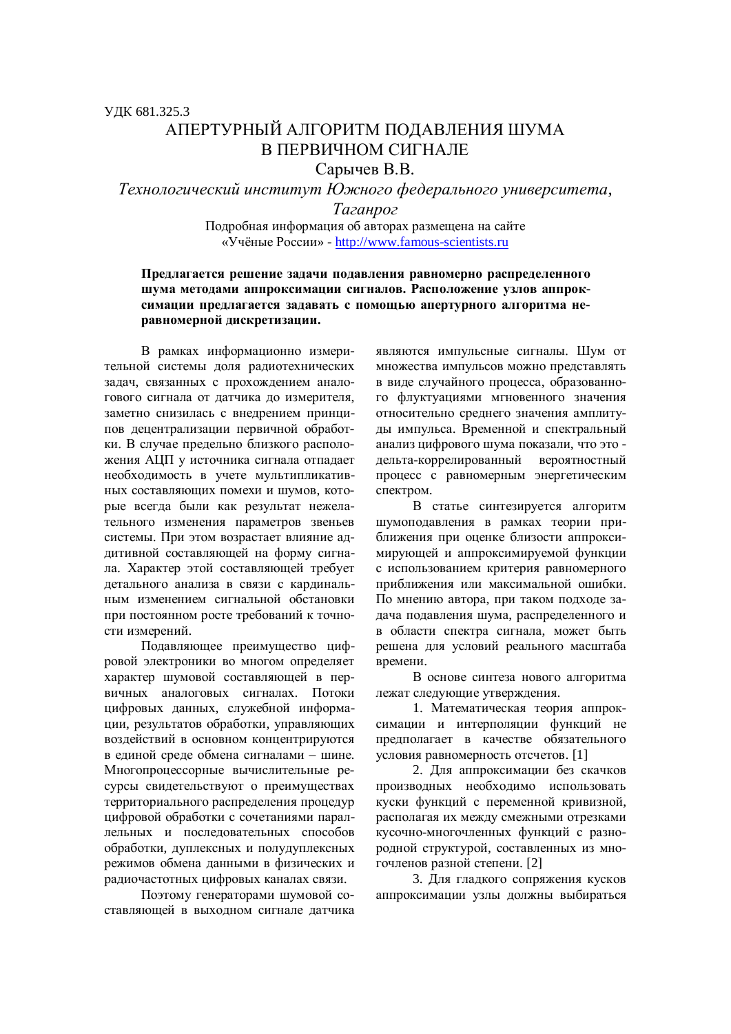УДК 681.325.3

# АПЕРТУРНЫЙ АЛГОРИТМ ПОДАВЛЕНИЯ ШУМА В ПЕРВИЧНОМ СИГНАЛЕ

Сарычев В.В.

*Технологический институт Южного федерального университета, Таганрог*

Подробная информация об авторах размещена на сайте «Учёные России» - http://www.famous-scientists.ru

**Предлагается решение задачи подавления равномерно распределенного шума методами аппроксимации сигналов. Расположение узлов аппроксимации предлагается задавать с помощью апертурного алгоритма неравномерной дискретизации.**

В рамках информационно измерительной системы доля радиотехнических задач, связанных с прохождением аналогового сигнала от датчика до измерителя, заметно снизилась с внедрением принципов децентрализации первичной обработки. В случае предельно близкого расположения АЦП у источника сигнала отпадает необходимость в учете мультипликативных составляющих помехи и шумов, которые всегда были как результат нежелательного изменения параметров звеньев системы. При этом возрастает влияние аддитивной составляющей на форму сигнала. Характер этой составляющей требует детального анализа в связи с кардинальным изменением сигнальной обстановки при постоянном росте требований к точности измерений.

Подавляющее преимущество цифровой электроники во многом определяет характер шумовой составляющей в первичных аналоговых сигналах. Потоки цифровых данных, служебной информации, результатов обработки, управляющих воздействий в основном концентрируются в единой среде обмена сигналами – шине. Многопроцессорные вычислительные ресурсы свидетельствуют о преимуществах территориального распределения процедур цифровой обработки с сочетаниями параллельных и последовательных способов обработки, дуплексных и полудуплексных режимов обмена данными в физических и радиочастотных цифровых каналах связи.

Поэтому генераторами шумовой составляющей в выходном сигнале датчика являются импульсные сигналы. Шум от множества импульсов можно представлять в виде случайного процесса, образованного флуктуациями мгновенного значения относительно среднего значения амплитуды импульса. Временной и спектральный анализ цифрового шума показали, что это - дельта-коррелированный вероятностный процесс с равномерным энергетическим спектром.

В статье синтезируется алгоритм шумоподавления в рамках теории приближения при оценке близости аппроксимирующей и аппроксимируемой функции с использованием критерия равномерного приближения или максимальной ошибки. По мнению автора, при таком подходе задача подавления шума, распределенного и в области спектра сигнала, может быть решена для условий реального масштаба времени.

В основе синтеза нового алгоритма лежат следующие утверждения.

1. Математическая теория аппроксимации и интерполяции функций не предполагает в качестве обязательного условия равномерность отсчетов. [1]

2. Для аппроксимации без скачков производных необходимо использовать куски функций с переменной кривизной, располагая их между смежными отрезками кусочно-многочленных функций с разнородной структурой, составленных из многочленов разной степени. [2]

3. Для гладкого сопряжения кусков аппроксимации узлы должны выбираться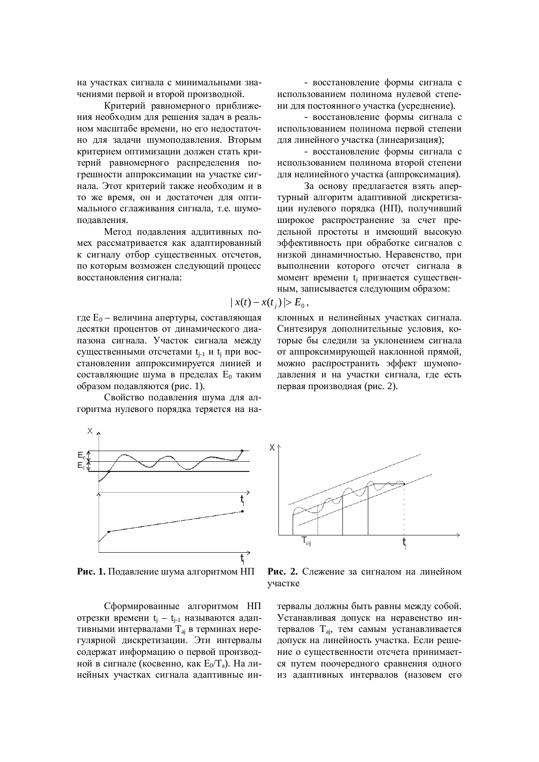на участках сигнала с минимальными значениями первой и второй производной.

Критерий равномерного приближения необходим для решения задач в реальном масштабе времени, но его недостаточно для задачи шумоподавления. Вторым критерием оптимизации должен стать критерий равномерного распределения погрешности аппроксимации на участке сигнала. Этот критерий также необходим и в то же время, он и достаточен для оптимального сглаживания сигнала, т.е. шумоподавления.

Метод подавления аддитивных помех рассматривается как адаптированный к сигналу отбор существенных отсчетов, по которым возможен следующий процесс восстановления сигнала:

- восстановление формы сигнала с использованием полинома нулевой степени для постоянного участка (усреднение).
- восстановление формы сигнала с использованием полинома первой степени для линейного участка (линеаризация);
- восстановление формы сигнала с использованием полинома второй степени для нелинейного участка (аппроксимация).

За основу предлагается взять апертурный алгоритм адаптивной дискретизации нулевого порядка (НП), получивший широкое распространение за счет предельной простоты и имеющий высокую эффективность при обработке сигналов с низкой динамичностью. Неравенство, при выполнении которого отсчет сигнала в момент времени $t_j$ признается существенным, записывается следующим образом:

$$|x(t) - x(t_j)| > E_0,$$

где $E_0$ – величина апертуры, составляющая десятки процентов от динамического диапазона сигнала. Участок сигнала между существенными отсчетами $t_{j-1}$ и $t_j$ при восстановлении аппроксимируется линией и составляющие шума в пределах $E_0$ таким образом подавляются (рис. 1).

Свойство подавления шума для алгоритма нулевого порядка теряется на наклонных и нелинейных участках сигнала. Синтезируя дополнительные условия, которые бы следили за уклонением сигнала от аппроксимирующей наклонной прямой, можно распространить эффект шумоподавления и на участки сигнала, где есть первая производная (рис. 2).

**Рис. 1.** Подавление шума алгоритмом НП

**Рис. 2.** Слежение за сигналом на линейном участке

Сформированные алгоритмом НП отрезки времени $t_j - t_{j-1}$ называются адаптивными интервалами $T_{aj}$ в терминах нерегулярной дискретизации. Эти интервалы содержат информацию о первой производной в сигнале (косвенно, как $E_0/T_a$). На линейных участках сигнала адаптивные интервалы должны быть равны между собой. Устанавливая допуск на неравенство интервалов $T_{aj}$, тем самым устанавливается допуск на линейность участка. Если решение о существенности отсчета принимается путем поочередного сравнения одного из адаптивных интервалов (назовем его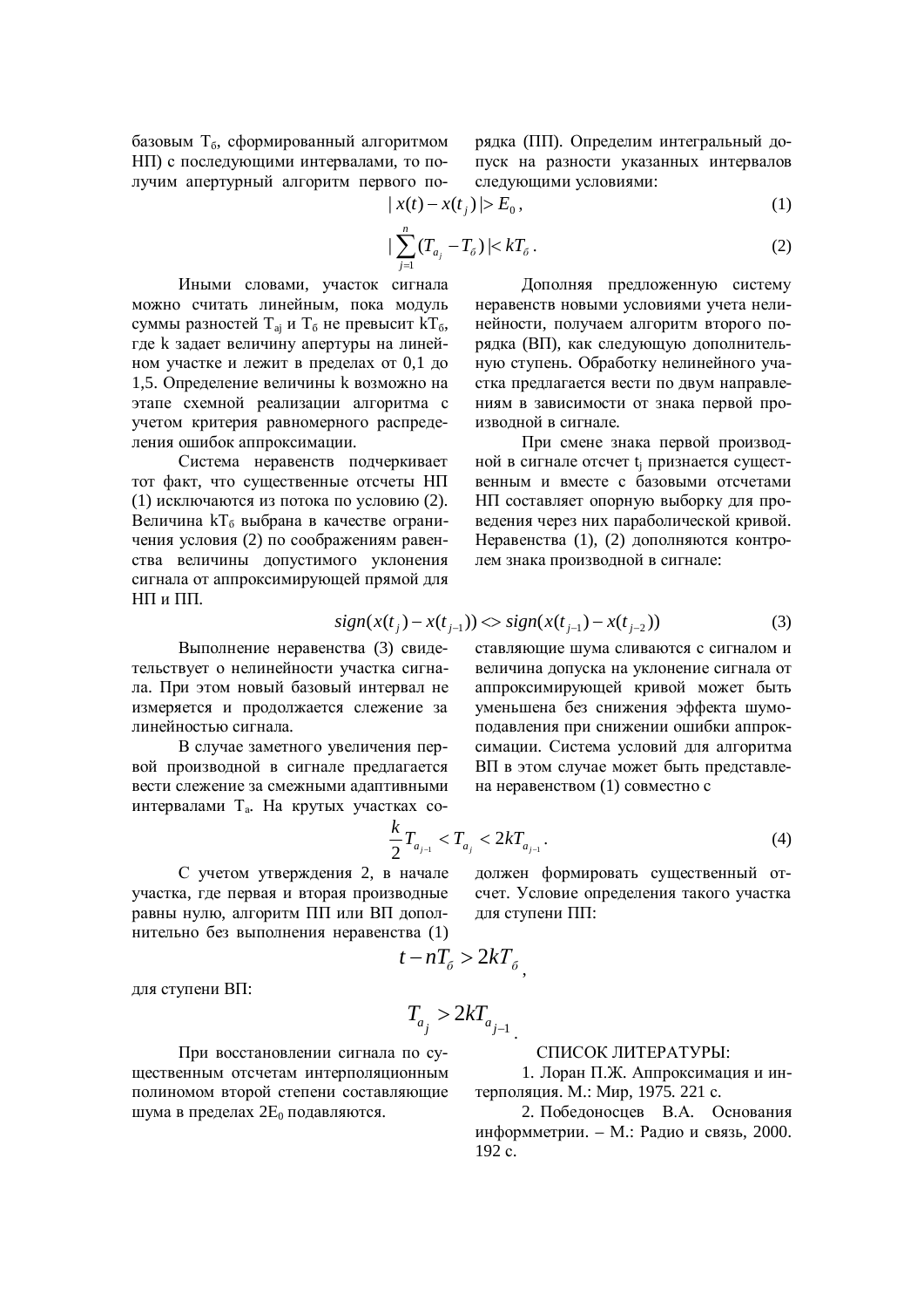базовым $T_б$, сформированный алгоритмом НП) с последующими интервалами, то получим апертурный алгоритм первого порядка (ПП). Определим интегральный допуск на разности указанных интервалов следующими условиями:

$$| x(t) - x(t_j) | > E_0 , \tag{1}$$

$$| \sum_{j=1}^{n} (T_{a_j} - T_б) | < kT_б . \tag{2}$$

Иными словами, участок сигнала можно считать линейным, пока модуль суммы разностей $T_{aj}$ и $T_б$ не превысит $kT_б$, где k задает величину апертуры на линейном участке и лежит в пределах от 0,1 до 1,5. Определение величины k возможно на этапе схемной реализации алгоритма с учетом критерия равномерного распределения ошибок аппроксимации.

Система неравенств подчеркивает тот факт, что существенные отсчеты НП (1) исключаются из потока по условию (2). Величина $kT_б$ выбрана в качестве ограничения условия (2) по соображениям равенства величины допустимого уклонения сигнала от аппроксимирующей прямой для НП и ПП.

Дополняя предложенную систему неравенств новыми условиями учета нелинейности, получаем алгоритм второго порядка (ВП), как следующую дополнительную ступень. Обработку нелинейного участка предлагается вести по двум направлениям в зависимости от знака первой производной в сигнале.

При смене знака первой производной в сигнале отсчет $t_j$ признается существенным и вместе с базовыми отсчетами НП составляет опорную выборку для проведения через них параболической кривой. Неравенства (1), (2) дополняются контролем знака производной в сигнале:

$$sign(x(t_j) - x(t_{j-1})) <> sign(x(t_{j-1}) - x(t_{j-2})) \tag{3}$$

Выполнение неравенства (3) свидетельствует о нелинейности участка сигнала. При этом новый базовый интервал не измеряется и продолжается слежение за линейностью сигнала.

В случае заметного увеличения первой производной в сигнале предлагается вести слежение за смежными адаптивными интервалами $T_a$. На крутых участках составляющие шума сливаются с сигналом и величина допуска на уклонение сигнала от аппроксимирующей кривой может быть уменьшена без снижения эффекта шумоподавления при снижении ошибки аппроксимации. Система условий для алгоритма ВП в этом случае может быть представлена неравенством (1) совместно с

$$\frac{k}{2} T_{a_{j-1}} < T_{a_j} < 2kT_{a_{j-1}} . \tag{4}$$

С учетом утверждения 2, в начале участка, где первая и вторая производные равны нулю, алгоритм ПП или ВП дополнительно без выполнения неравенства (1) должен формировать существенный отсчет. Условие определения такого участка для ступени ПП:

$$t - nT_б > 2kT_б ,$$

для ступени ВП:

$$T_{a_j} > 2kT_{a_{j-1}} .$$

При восстановлении сигнала по существенным отсчетам интерполяционным полиномом второй степени составляющие шума в пределах $2E_0$ подавляются.

## СПИСОК ЛИТЕРАТУРЫ:

1. Лоран П.Ж. Аппроксимация и интерполяция. М.: Мир, 1975. 221 с.
2. Победоносцев В.А. Основания информметрии. – М.: Радио и связь, 2000. 192 с.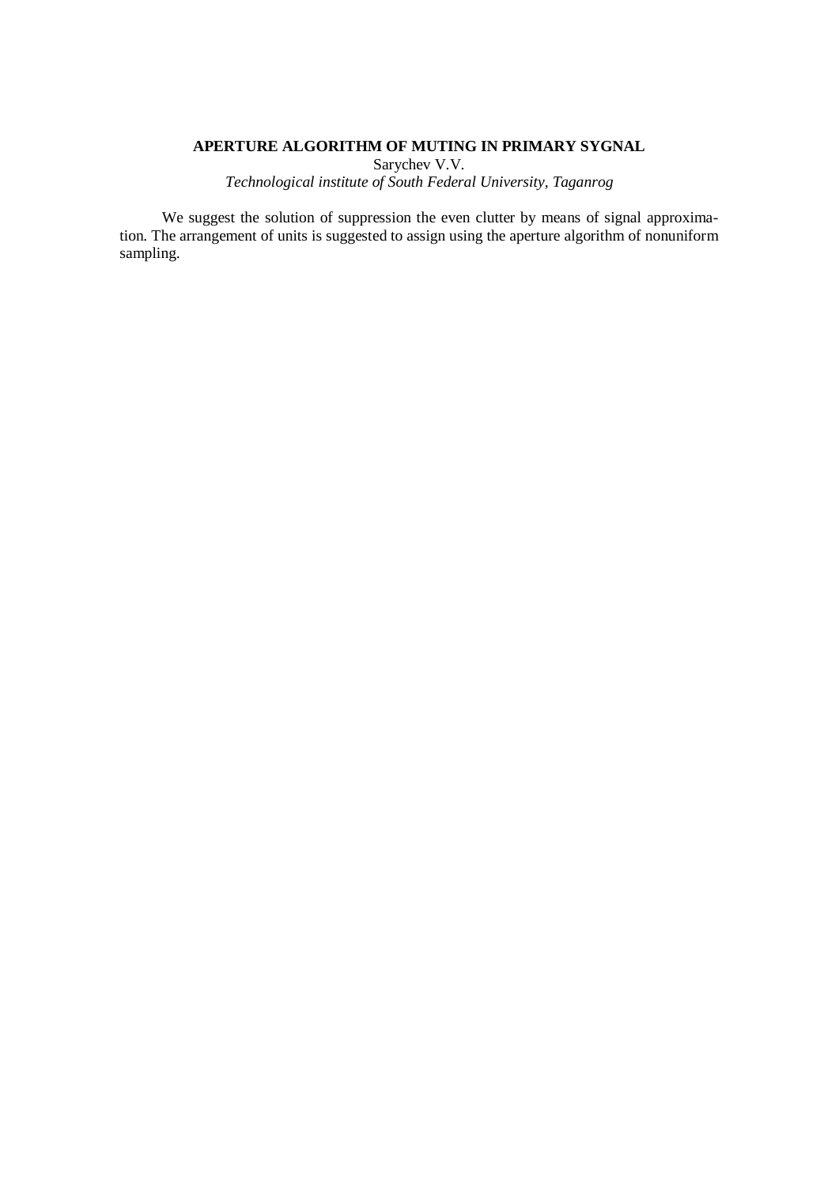**APERTURE ALGORITHM OF MUTING IN PRIMARY SYGNAL**

Sarychev V.V.

*Technological institute of South Federal University, Taganrog*

We suggest the solution of suppression the even clutter by means of signal approximation. The arrangement of units is suggested to assign using the aperture algorithm of nonuniform sampling.